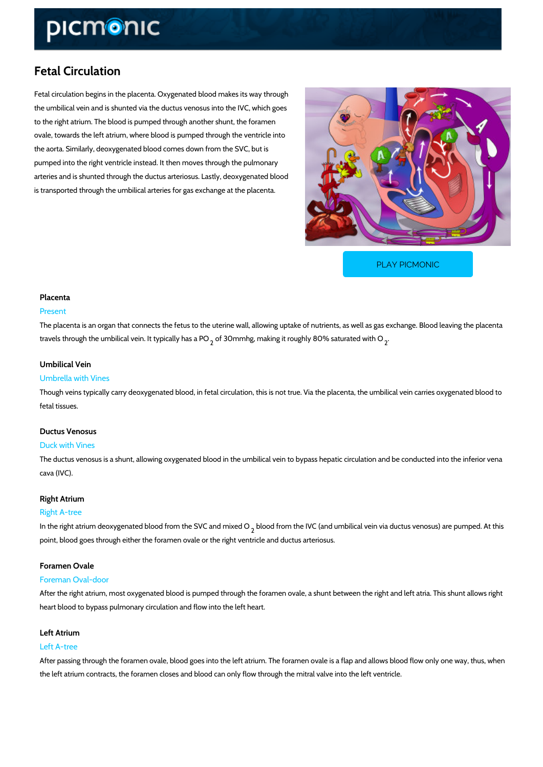# Fetal Circulation

Fetal circulation begins in the placenta. Oxygenated blood makes its way through the umbilical vein and is shunted via the ductus venosus into the IVC, which goes to the right atrium. The blood is pumped through another shunt, the foramen ovale, towards the left atrium, where blood is pumped through the ventricle into the aorta. Similarly, deoxygenated blood comes down from the SVC, but is pumped into the right ventricle instead. It then moves through the pulmonary arteries and is shunted through the ductus arteriosus. Lastly, deoxygenated blood is transported through the umbilical arteries for gas exchange at the placenta.

PLAY PICMONIC

### Placenta

Present

The placenta is an organ that connects the fetus to the uterine wall, allowing uptake of nutrients, as well as gas exchange. Blood leaving the placenta travels through the umbilical vein. It typically has a $PO_2$ of 30mmhg, making it roughly 80% saturated with $O_2$.

### Umbilical Vein

Umbrella with Vines

Though veins typically carry deoxygenated blood, in fetal circulation, this is not true. Via the placenta, the umbilical vein carries oxygenated blood to fetal tissues.

### Ductus Venosus

Duck with Vines

The ductus venosus is a shunt, allowing oxygenated blood in the umbilical vein to bypass hepatic circulation and be conducted into the inferior vena cava (IVC).

### Right Atrium

Right A-tree

In the right atrium deoxygenated blood from the SVC and mixed $O_2$ blood from the IVC (and umbilical vein via ductus venosus) are pumped. At this point, blood goes through either the foramen ovale or the right ventricle and ductus arteriosus.

### Foramen Ovale

Foreman Oval-door

After the right atrium, most oxygenated blood is pumped through the foramen ovale, a shunt between the right and left atria. This shunt allows right heart blood to bypass pulmonary circulation and flow into the left heart.

### Left Atrium

Left A-tree

After passing through the foramen ovale, blood goes into the left atrium. The foramen ovale is a flap and allows blood flow only one way, thus, when the left atrium contracts, the foramen closes and blood can only flow through the mitral valve into the left ventricle.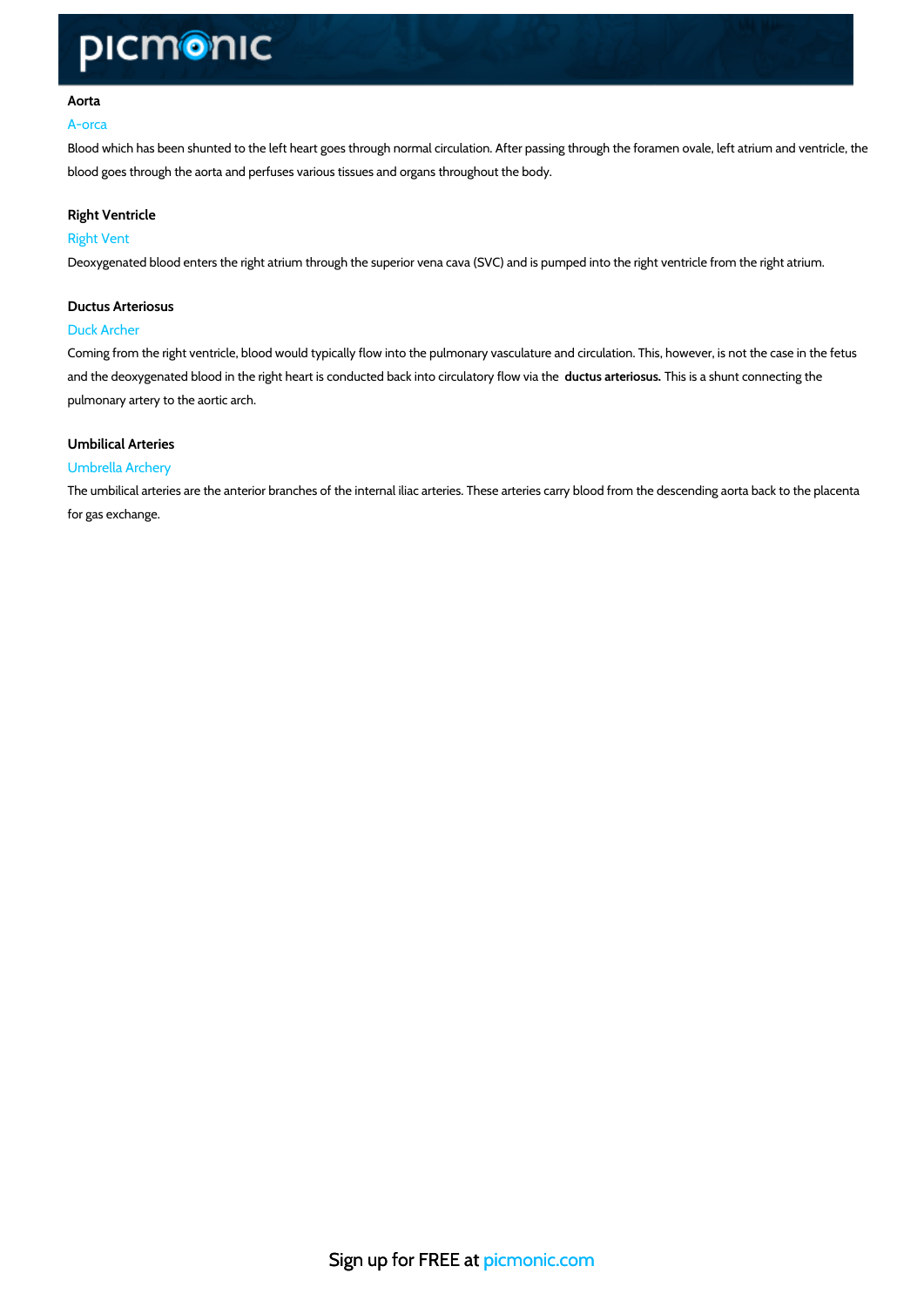**Aorta**

A-orca

Blood which has been shunted to the left heart goes through normal circulation. After passing through the foramen ovale, left atrium and ventricle, the blood goes through the aorta and perfuses various tissues and organs throughout the body.

**Right Ventricle**

Right Vent

Deoxygenated blood enters the right atrium through the superior vena cava (SVC) and is pumped into the right ventricle from the right atrium.

**Ductus Arteriosus**

Duck Archer

Coming from the right ventricle, blood would typically flow into the pulmonary vasculature and circulation. This, however, is not the case in the fetus and the deoxygenated blood in the right heart is conducted back into circulatory flow via the **ductus arteriosus.** This is a shunt connecting the pulmonary artery to the aortic arch.

**Umbilical Arteries**

Umbrella Archery

The umbilical arteries are the anterior branches of the internal iliac arteries. These arteries carry blood from the descending aorta back to the placenta for gas exchange.